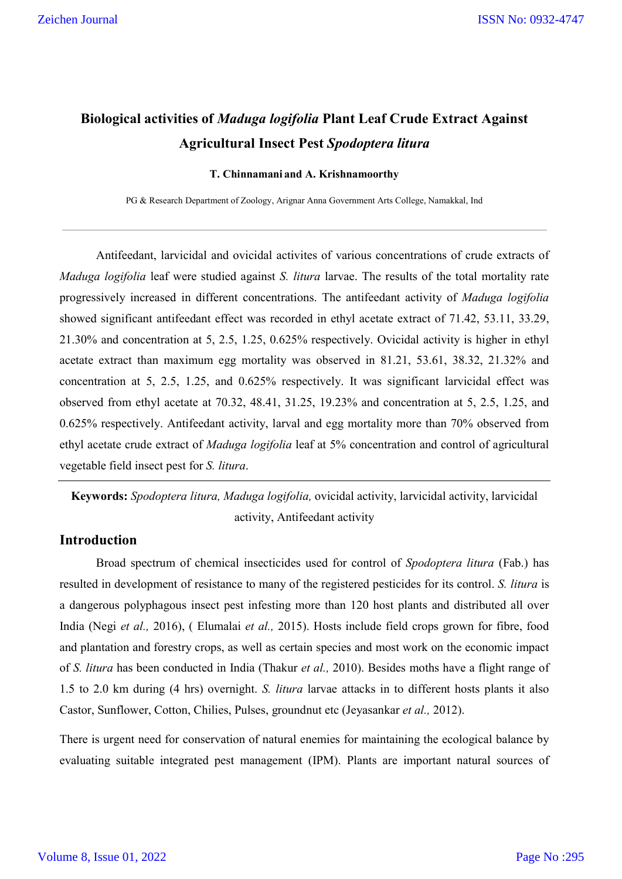# Biological activities of *Maduga logifolia* Plant Leaf Crude Extract Against Agricultural Insect Pest *Spodoptera litura*

**T. Chinnamani and A. Krishnamoorthy**

PG & Research Department of Zoology, Arignar Anna Government Arts College, Namakkal, Ind

---

Antifeedant, larvicidal and ovicidal activites of various concentrations of crude extracts of *Maduga logifolia* leaf were studied against *S. litura* larvae. The results of the total mortality rate progressively increased in different concentrations. The antifeedant activity of *Maduga logifolia* showed significant antifeedant effect was recorded in ethyl acetate extract of 71.42, 53.11, 33.29, 21.30% and concentration at 5, 2.5, 1.25, 0.625% respectively. Ovicidal activity is higher in ethyl acetate extract than maximum egg mortality was observed in 81.21, 53.61, 38.32, 21.32% and concentration at 5, 2.5, 1.25, and 0.625% respectively. It was significant larvicidal effect was observed from ethyl acetate at 70.32, 48.41, 31.25, 19.23% and concentration at 5, 2.5, 1.25, and 0.625% respectively. Antifeedant activity, larval and egg mortality more than 70% observed from ethyl acetate crude extract of *Maduga logifolia* leaf at 5% concentration and control of agricultural vegetable field insect pest for *S. litura*.

---

**Keywords:** *Spodoptera litura, Maduga logifolia,* ovicidal activity, larvicidal activity, larvicidal activity, Antifeedant activity

## Introduction

Broad spectrum of chemical insecticides used for control of *Spodoptera litura* (Fab.) has resulted in development of resistance to many of the registered pesticides for its control. *S. litura* is a dangerous polyphagous insect pest infesting more than 120 host plants and distributed all over India (Negi *et al.,* 2016), ( Elumalai *et al.,* 2015). Hosts include field crops grown for fibre, food and plantation and forestry crops, as well as certain species and most work on the economic impact of *S. litura* has been conducted in India (Thakur *et al.,* 2010). Besides moths have a flight range of 1.5 to 2.0 km during (4 hrs) overnight. *S. litura* larvae attacks in to different hosts plants it also Castor, Sunflower, Cotton, Chilies, Pulses, groundnut etc (Jeyasankar *et al.,* 2012).

There is urgent need for conservation of natural enemies for maintaining the ecological balance by evaluating suitable integrated pest management (IPM). Plants are important natural sources of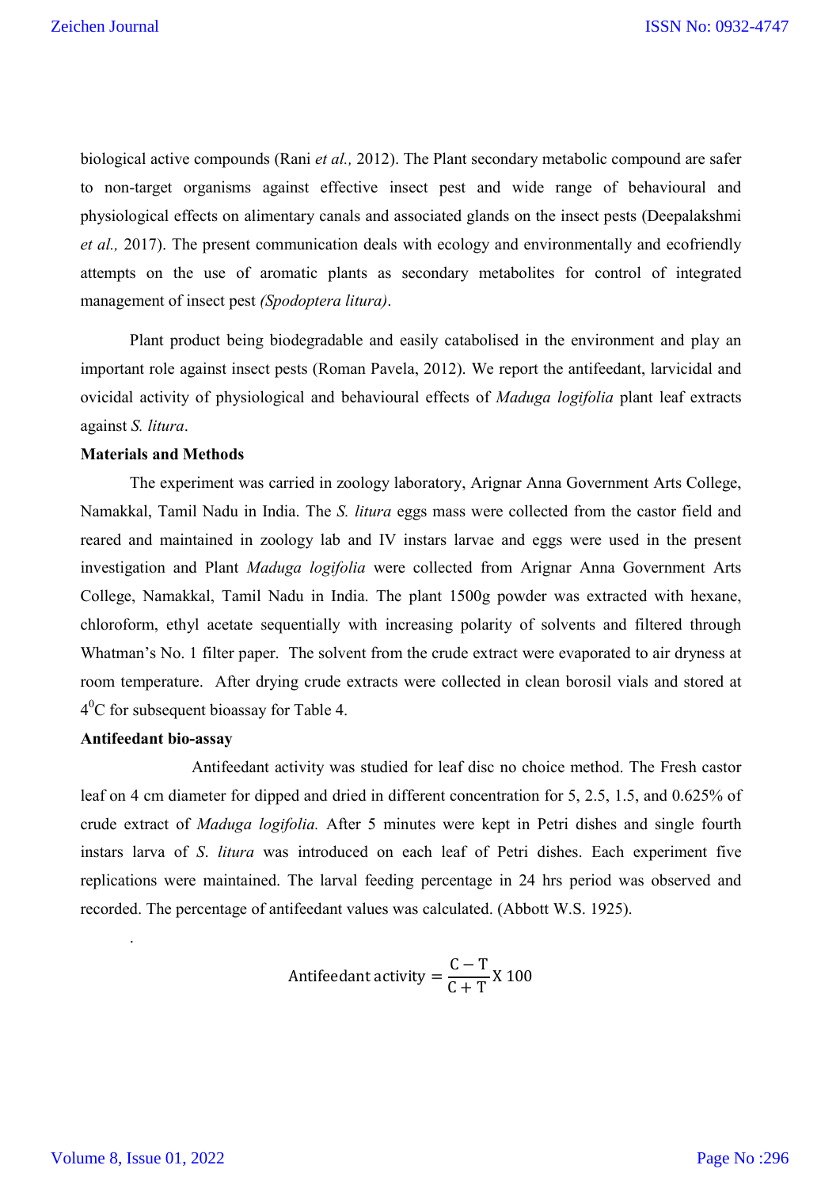biological active compounds (Rani *et al.,* 2012). The Plant secondary metabolic compound are safer to non-target organisms against effective insect pest and wide range of behavioural and physiological effects on alimentary canals and associated glands on the insect pests (Deepalakshmi *et al.,* 2017). The present communication deals with ecology and environmentally and ecofriendly attempts on the use of aromatic plants as secondary metabolites for control of integrated management of insect pest *(Spodoptera litura)*.

Plant product being biodegradable and easily catabolised in the environment and play an important role against insect pests (Roman Pavela, 2012). We report the antifeedant, larvicidal and ovicidal activity of physiological and behavioural effects of *Maduga logifolia* plant leaf extracts against *S. litura*.

**Materials and Methods**

The experiment was carried in zoology laboratory, Arignar Anna Government Arts College, Namakkal, Tamil Nadu in India. The *S. litura* eggs mass were collected from the castor field and reared and maintained in zoology lab and IV instars larvae and eggs were used in the present investigation and Plant *Maduga logifolia* were collected from Arignar Anna Government Arts College, Namakkal, Tamil Nadu in India. The plant 1500g powder was extracted with hexane, chloroform, ethyl acetate sequentially with increasing polarity of solvents and filtered through Whatman's No. 1 filter paper. The solvent from the crude extract were evaporated to air dryness at room temperature. After drying crude extracts were collected in clean borosil vials and stored at $4^0$C for subsequent bioassay for Table 4.

**Antifeedant bio-assay**

Antifeedant activity was studied for leaf disc no choice method. The Fresh castor leaf on 4 cm diameter for dipped and dried in different concentration for 5, 2.5, 1.5, and 0.625% of crude extract of *Maduga logifolia.* After 5 minutes were kept in Petri dishes and single fourth instars larva of *S. litura* was introduced on each leaf of Petri dishes. Each experiment five replications were maintained. The larval feeding percentage in 24 hrs period was observed and recorded. The percentage of antifeedant values was calculated. (Abbott W.S. 1925).

.

$$\text{Antifeedant activity} = \frac{\text{C} - \text{T}}{\text{C} + \text{T}} \text{X } 100$$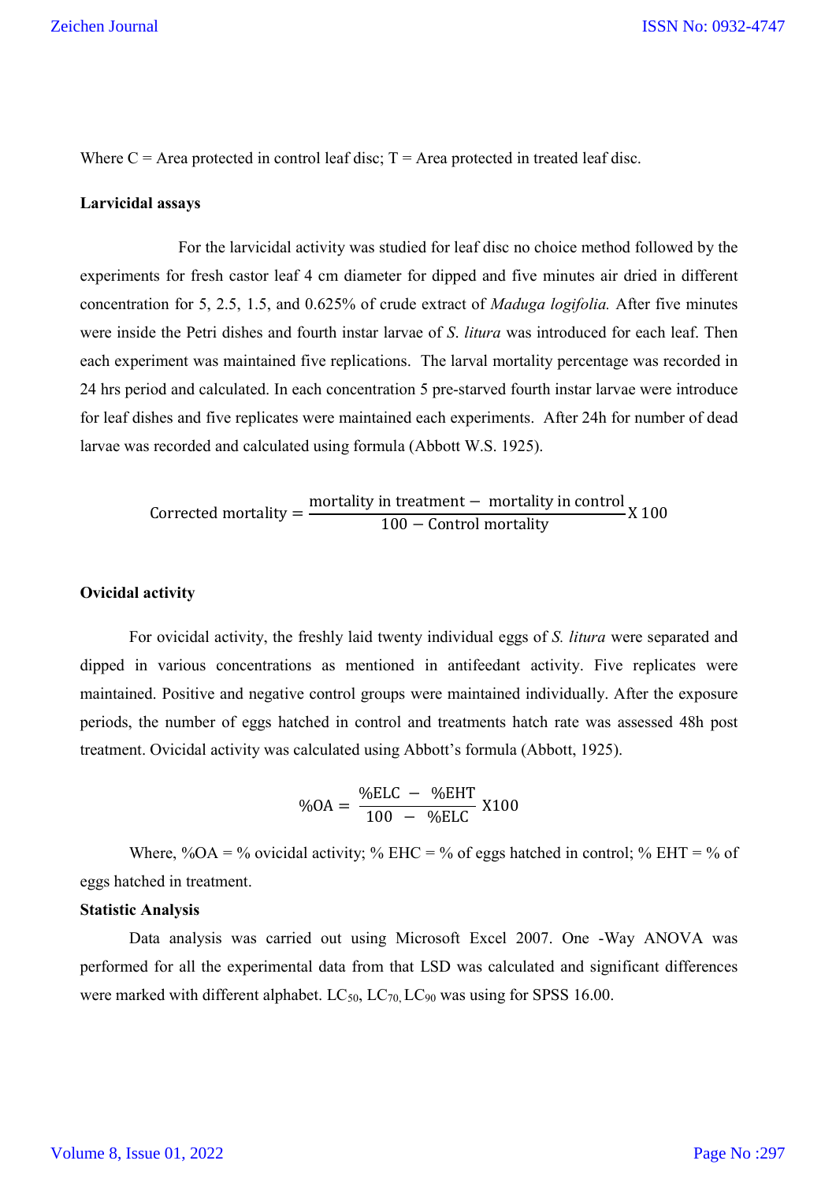Where C = Area protected in control leaf disc; T = Area protected in treated leaf disc.

**Larvicidal assays**

For the larvicidal activity was studied for leaf disc no choice method followed by the experiments for fresh castor leaf 4 cm diameter for dipped and five minutes air dried in different concentration for 5, 2.5, 1.5, and 0.625% of crude extract of *Maduga logifolia.* After five minutes were inside the Petri dishes and fourth instar larvae of *S. litura* was introduced for each leaf. Then each experiment was maintained five replications. The larval mortality percentage was recorded in 24 hrs period and calculated. In each concentration 5 pre-starved fourth instar larvae were introduce for leaf dishes and five replicates were maintained each experiments. After 24h for number of dead larvae was recorded and calculated using formula (Abbott W.S. 1925).

$$\text{Corrected mortality} = \frac{\text{mortality in treatment} - \text{mortality in control}}{100 - \text{Control mortality}} \text{X } 100$$

**Ovicidal activity**

For ovicidal activity, the freshly laid twenty individual eggs of *S. litura* were separated and dipped in various concentrations as mentioned in antifeedant activity. Five replicates were maintained. Positive and negative control groups were maintained individually. After the exposure periods, the number of eggs hatched in control and treatments hatch rate was assessed 48h post treatment. Ovicidal activity was calculated using Abbott's formula (Abbott, 1925).

$$\%\text{OA} = \frac{\%\text{ELC} - \%\text{EHT}}{100 - \%\text{ELC}} \text{ X100}$$

Where, %OA = % ovicidal activity; % EHC = % of eggs hatched in control; % EHT = % of eggs hatched in treatment.

**Statistic Analysis**

Data analysis was carried out using Microsoft Excel 2007. One -Way ANOVA was performed for all the experimental data from that LSD was calculated and significant differences were marked with different alphabet. $LC_{50}$, $LC_{70}$, $LC_{90}$ was using for SPSS 16.00.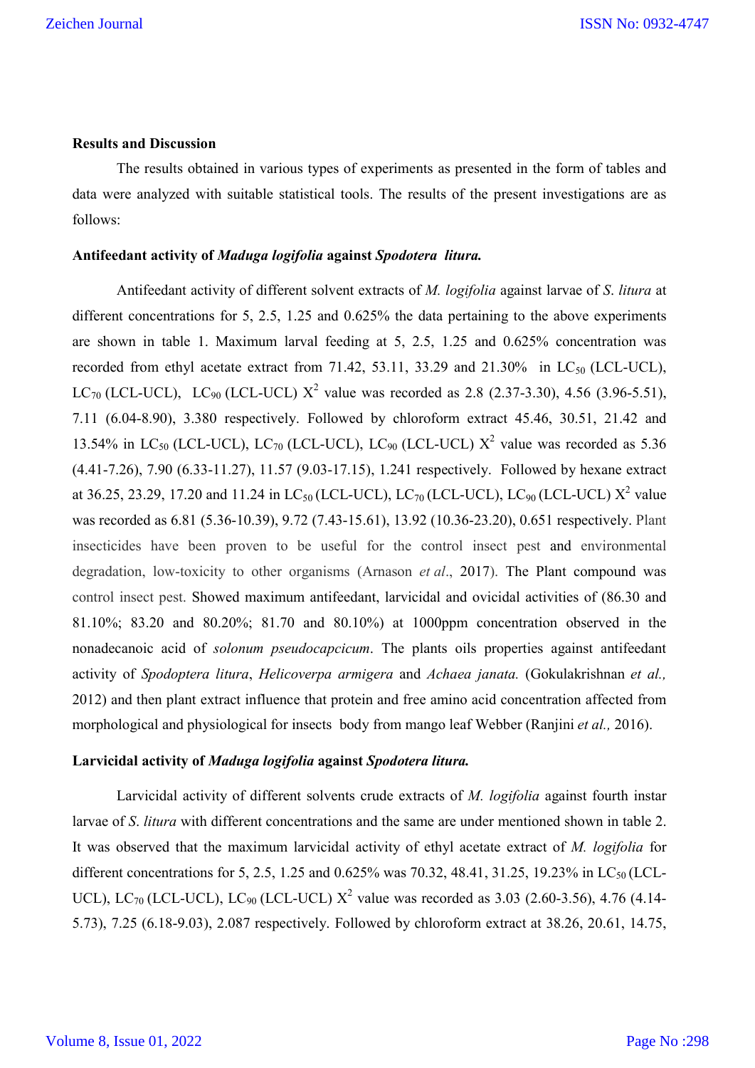### Results and Discussion

The results obtained in various types of experiments as presented in the form of tables and data were analyzed with suitable statistical tools. The results of the present investigations are as follows:

### Antifeedant activity of *Maduga logifolia* against *Spodotera litura.*

Antifeedant activity of different solvent extracts of *M. logifolia* against larvae of *S. litura* at different concentrations for 5, 2.5, 1.25 and 0.625% the data pertaining to the above experiments are shown in table 1. Maximum larval feeding at 5, 2.5, 1.25 and 0.625% concentration was recorded from ethyl acetate extract from 71.42, 53.11, 33.29 and 21.30% in $LC_{50}$ (LCL-UCL), $LC_{70}$ (LCL-UCL), $LC_{90}$ (LCL-UCL) $X^2$ value was recorded as 2.8 (2.37-3.30), 4.56 (3.96-5.51), 7.11 (6.04-8.90), 3.380 respectively. Followed by chloroform extract 45.46, 30.51, 21.42 and 13.54% in $LC_{50}$ (LCL-UCL), $LC_{70}$ (LCL-UCL), $LC_{90}$ (LCL-UCL) $X^2$ value was recorded as 5.36 (4.41-7.26), 7.90 (6.33-11.27), 11.57 (9.03-17.15), 1.241 respectively. Followed by hexane extract at 36.25, 23.29, 17.20 and 11.24 in $LC_{50}$ (LCL-UCL), $LC_{70}$ (LCL-UCL), $LC_{90}$ (LCL-UCL) $X^2$ value was recorded as 6.81 (5.36-10.39), 9.72 (7.43-15.61), 13.92 (10.36-23.20), 0.651 respectively. Plant insecticides have been proven to be useful for the control insect pest and environmental degradation, low-toxicity to other organisms (Arnason *et al*., 2017). The Plant compound was control insect pest. Showed maximum antifeedant, larvicidal and ovicidal activities of (86.30 and 81.10%; 83.20 and 80.20%; 81.70 and 80.10%) at 1000ppm concentration observed in the nonadecanoic acid of *solonum pseudocapcicum*. The plants oils properties against antifeedant activity of *Spodoptera litura*, *Helicoverpa armigera* and *Achaea janata.* (Gokulakrishnan *et al.,* 2012) and then plant extract influence that protein and free amino acid concentration affected from morphological and physiological for insects body from mango leaf Webber (Ranjini *et al.,* 2016).

### Larvicidal activity of *Maduga logifolia* against *Spodotera litura.*

Larvicidal activity of different solvents crude extracts of *M. logifolia* against fourth instar larvae of *S. litura* with different concentrations and the same are under mentioned shown in table 2. It was observed that the maximum larvicidal activity of ethyl acetate extract of *M. logifolia* for different concentrations for 5, 2.5, 1.25 and 0.625% was 70.32, 48.41, 31.25, 19.23% in $LC_{50}$ (LCL-UCL), $LC_{70}$ (LCL-UCL), $LC_{90}$ (LCL-UCL) $X^2$ value was recorded as 3.03 (2.60-3.56), 4.76 (4.14-5.73), 7.25 (6.18-9.03), 2.087 respectively. Followed by chloroform extract at 38.26, 20.61, 14.75,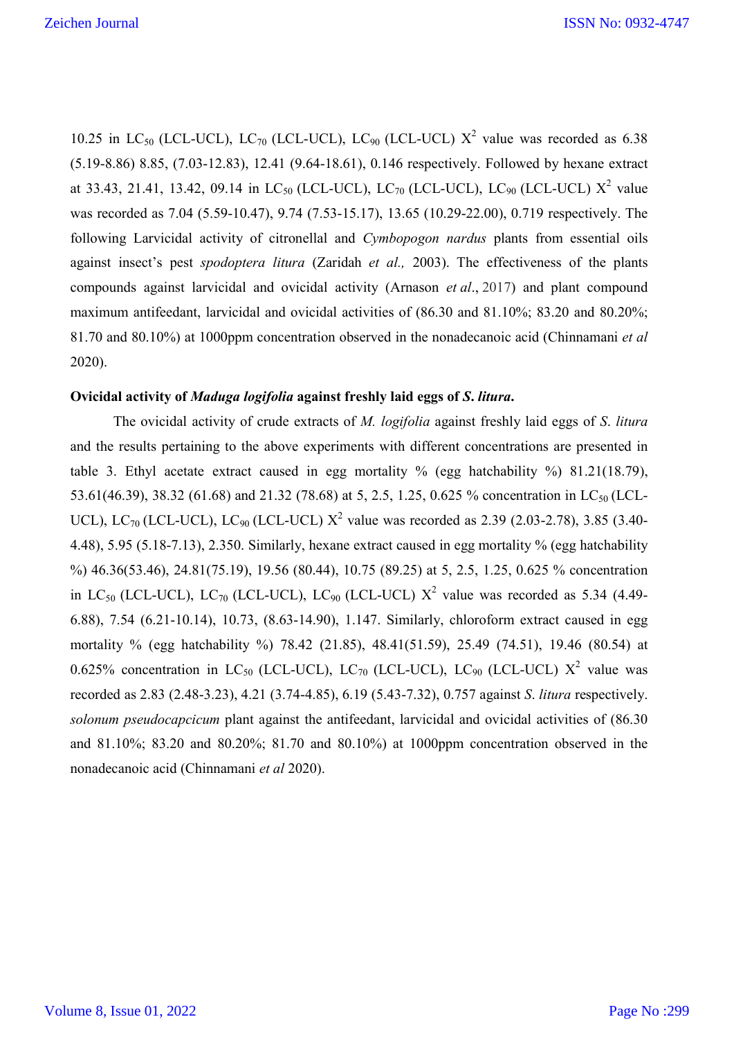10.25 in $LC_{50}$ (LCL-UCL), $LC_{70}$ (LCL-UCL), $LC_{90}$ (LCL-UCL) $X^2$ value was recorded as 6.38 (5.19-8.86) 8.85, (7.03-12.83), 12.41 (9.64-18.61), 0.146 respectively. Followed by hexane extract at 33.43, 21.41, 13.42, 09.14 in $LC_{50}$ (LCL-UCL), $LC_{70}$ (LCL-UCL), $LC_{90}$ (LCL-UCL) $X^2$ value was recorded as 7.04 (5.59-10.47), 9.74 (7.53-15.17), 13.65 (10.29-22.00), 0.719 respectively. The following Larvicidal activity of citronellal and *Cymbopogon nardus* plants from essential oils against insect's pest *spodoptera litura* (Zaridah *et al.,* 2003). The effectiveness of the plants compounds against larvicidal and ovicidal activity (Arnason *et al*., 2017) and plant compound maximum antifeedant, larvicidal and ovicidal activities of (86.30 and 81.10%; 83.20 and 80.20%; 81.70 and 80.10%) at 1000ppm concentration observed in the nonadecanoic acid (Chinnamani *et al* 2020).

**Ovicidal activity of *Maduga logifolia* against freshly laid eggs of *S. litura*.**

The ovicidal activity of crude extracts of *M. logifolia* against freshly laid eggs of *S. litura* and the results pertaining to the above experiments with different concentrations are presented in table 3. Ethyl acetate extract caused in egg mortality % (egg hatchability %) 81.21(18.79), 53.61(46.39), 38.32 (61.68) and 21.32 (78.68) at 5, 2.5, 1.25, 0.625 % concentration in $LC_{50}$ (LCL-UCL), $LC_{70}$ (LCL-UCL), $LC_{90}$ (LCL-UCL) $X^2$ value was recorded as 2.39 (2.03-2.78), 3.85 (3.40-4.48), 5.95 (5.18-7.13), 2.350. Similarly, hexane extract caused in egg mortality % (egg hatchability %) 46.36(53.46), 24.81(75.19), 19.56 (80.44), 10.75 (89.25) at 5, 2.5, 1.25, 0.625 % concentration in $LC_{50}$ (LCL-UCL), $LC_{70}$ (LCL-UCL), $LC_{90}$ (LCL-UCL) $X^2$ value was recorded as 5.34 (4.49-6.88), 7.54 (6.21-10.14), 10.73, (8.63-14.90), 1.147. Similarly, chloroform extract caused in egg mortality % (egg hatchability %) 78.42 (21.85), 48.41(51.59), 25.49 (74.51), 19.46 (80.54) at 0.625% concentration in $LC_{50}$ (LCL-UCL), $LC_{70}$ (LCL-UCL), $LC_{90}$ (LCL-UCL) $X^2$ value was recorded as 2.83 (2.48-3.23), 4.21 (3.74-4.85), 6.19 (5.43-7.32), 0.757 against *S. litura* respectively. *solonum pseudocapcicum* plant against the antifeedant, larvicidal and ovicidal activities of (86.30 and 81.10%; 83.20 and 80.20%; 81.70 and 80.10%) at 1000ppm concentration observed in the nonadecanoic acid (Chinnamani *et al* 2020).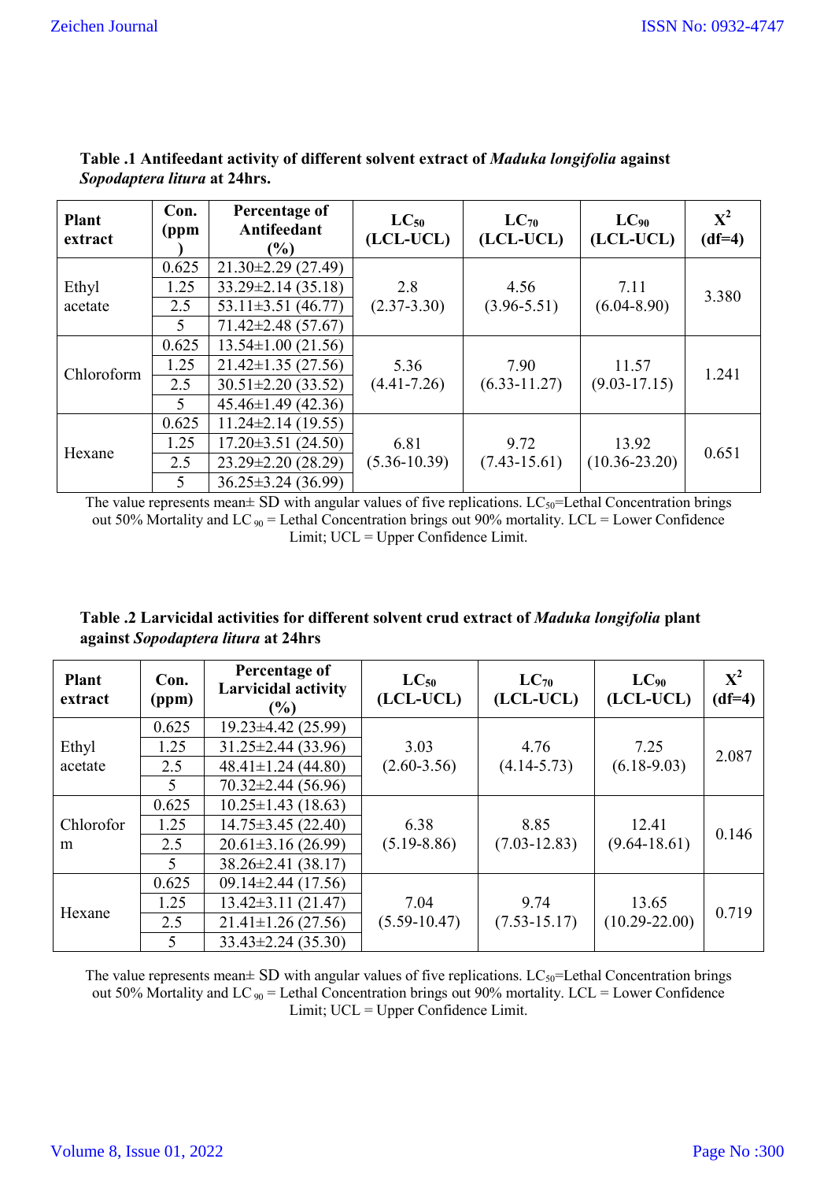**Table .1 Antifeedant activity of different solvent extract of *Maduka longifolia* against *Sopodaptera litura* at 24hrs.**

| Plant extract | Con. (ppm) | Percentage of Antifeedant (%) | $LC_{50}$ (LCL-UCL) | $LC_{70}$ (LCL-UCL) | $LC_{90}$ (LCL-UCL) | $X^2$ (df=4) |
|---|---|---|---|---|---|---|
| Ethyl acetate | 0.625 | 21.30±2.29 (27.49) | 2.8 (2.37-3.30) | 4.56 (3.96-5.51) | 7.11 (6.04-8.90) | 3.380 |
| | 1.25 | 33.29±2.14 (35.18) | | | | |
| | 2.5 | 53.11±3.51 (46.77) | | | | |
| | 5 | 71.42±2.48 (57.67) | | | | |
| Chloroform | 0.625 | 13.54±1.00 (21.56) | 5.36 (4.41-7.26) | 7.90 (6.33-11.27) | 11.57 (9.03-17.15) | 1.241 |
| | 1.25 | 21.42±1.35 (27.56) | | | | |
| | 2.5 | 30.51±2.20 (33.52) | | | | |
| | 5 | 45.46±1.49 (42.36) | | | | |
| Hexane | 0.625 | 11.24±2.14 (19.55) | 6.81 (5.36-10.39) | 9.72 (7.43-15.61) | 13.92 (10.36-23.20) | 0.651 |
| | 1.25 | 17.20±3.51 (24.50) | | | | |
| | 2.5 | 23.29±2.20 (28.29) | | | | |
| | 5 | 36.25±3.24 (36.99) | | | | |

The value represents mean± SD with angular values of five replications. $LC_{50}$=Lethal Concentration brings out 50% Mortality and $LC_{90}$ = Lethal Concentration brings out 90% mortality. LCL = Lower Confidence Limit; UCL = Upper Confidence Limit.

**Table .2 Larvicidal activities for different solvent crud extract of *Maduka longifolia* plant against *Sopodaptera litura* at 24hrs**

| Plant extract | Con. (ppm) | Percentage of Larvicidal activity (%) | $LC_{50}$ (LCL-UCL) | $LC_{70}$ (LCL-UCL) | $LC_{90}$ (LCL-UCL) | $X^2$ (df=4) |
|---|---|---|---|---|---|---|
| Ethyl acetate | 0.625 | 19.23±4.42 (25.99) | 3.03 (2.60-3.56) | 4.76 (4.14-5.73) | 7.25 (6.18-9.03) | 2.087 |
| | 1.25 | 31.25±2.44 (33.96) | | | | |
| | 2.5 | 48.41±1.24 (44.80) | | | | |
| | 5 | 70.32±2.44 (56.96) | | | | |
| Chloroform | 0.625 | 10.25±1.43 (18.63) | 6.38 (5.19-8.86) | 8.85 (7.03-12.83) | 12.41 (9.64-18.61) | 0.146 |
| | 1.25 | 14.75±3.45 (22.40) | | | | |
| | 2.5 | 20.61±3.16 (26.99) | | | | |
| | 5 | 38.26±2.41 (38.17) | | | | |
| Hexane | 0.625 | 09.14±2.44 (17.56) | 7.04 (5.59-10.47) | 9.74 (7.53-15.17) | 13.65 (10.29-22.00) | 0.719 |
| | 1.25 | 13.42±3.11 (21.47) | | | | |
| | 2.5 | 21.41±1.26 (27.56) | | | | |
| | 5 | 33.43±2.24 (35.30) | | | | |

The value represents mean± SD with angular values of five replications. $LC_{50}$=Lethal Concentration brings out 50% Mortality and $LC_{90}$ = Lethal Concentration brings out 90% mortality. LCL = Lower Confidence Limit; UCL = Upper Confidence Limit.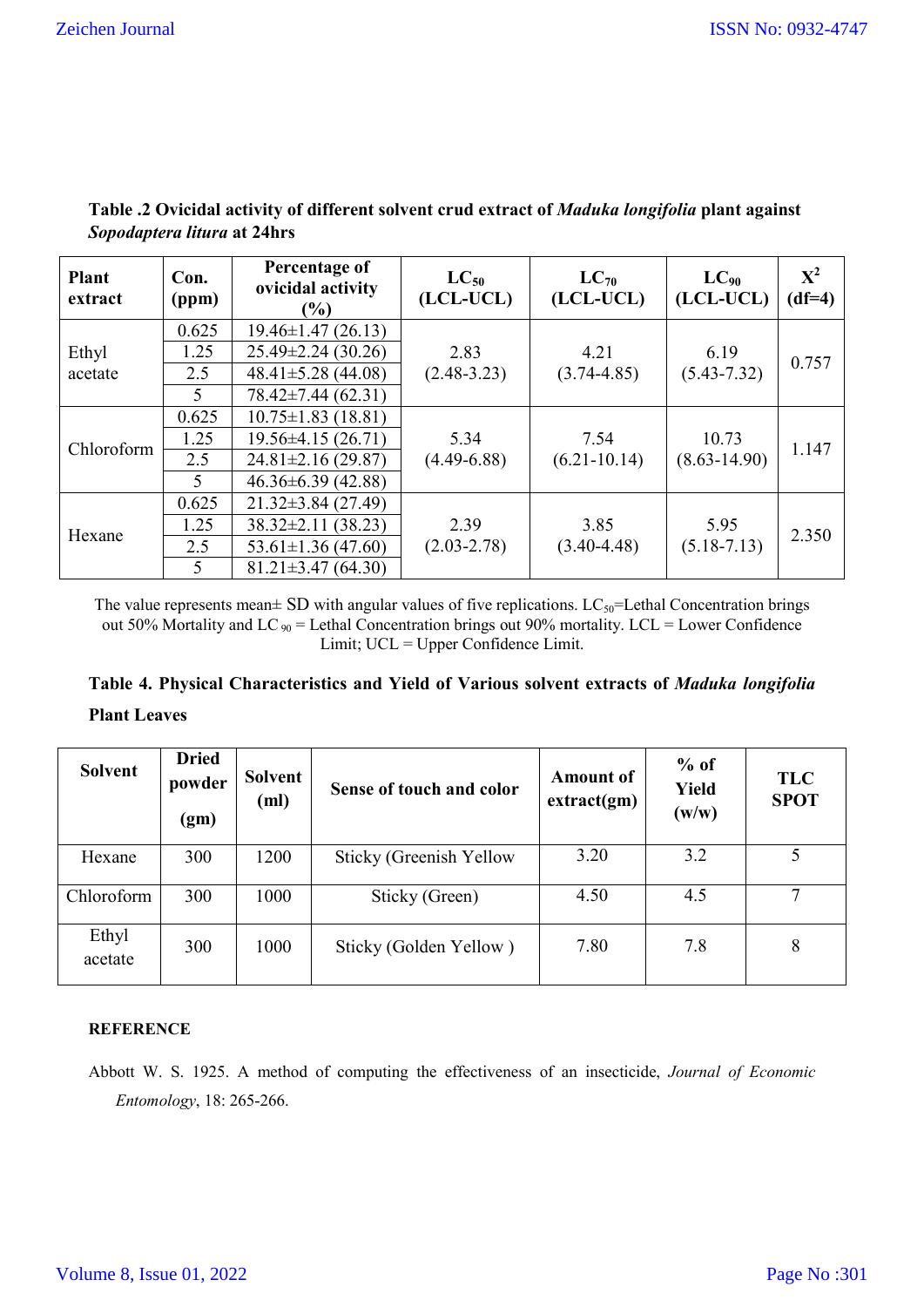**Table .2 Ovicidal activity of different solvent crud extract of *Maduka longifolia* plant against *Sopodaptera litura* at 24hrs**

| Plant extract | Con. (ppm) | Percentage of ovicidal activity (%) | $LC_{50}$ (LCL-UCL) | $LC_{70}$ (LCL-UCL) | $LC_{90}$ (LCL-UCL) | $X^2$ (df=4) |
|---|---|---|---|---|---|---|
| Ethyl acetate | 0.625 | 19.46±1.47 (26.13) | 2.83 (2.48-3.23) | 4.21 (3.74-4.85) | 6.19 (5.43-7.32) | 0.757 |
| | 1.25 | 25.49±2.24 (30.26) | | | | |
| | 2.5 | 48.41±5.28 (44.08) | | | | |
| | 5 | 78.42±7.44 (62.31) | | | | |
| Chloroform | 0.625 | 10.75±1.83 (18.81) | 5.34 (4.49-6.88) | 7.54 (6.21-10.14) | 10.73 (8.63-14.90) | 1.147 |
| | 1.25 | 19.56±4.15 (26.71) | | | | |
| | 2.5 | 24.81±2.16 (29.87) | | | | |
| | 5 | 46.36±6.39 (42.88) | | | | |
| Hexane | 0.625 | 21.32±3.84 (27.49) | 2.39 (2.03-2.78) | 3.85 (3.40-4.48) | 5.95 (5.18-7.13) | 2.350 |
| | 1.25 | 38.32±2.11 (38.23) | | | | |
| | 2.5 | 53.61±1.36 (47.60) | | | | |
| | 5 | 81.21±3.47 (64.30) | | | | |

The value represents mean± SD with angular values of five replications. $LC_{50}$=Lethal Concentration brings out 50% Mortality and $LC_{90}$ = Lethal Concentration brings out 90% mortality. LCL = Lower Confidence Limit; UCL = Upper Confidence Limit.

**Table 4. Physical Characteristics and Yield of Various solvent extracts of *Maduka longifolia* Plant Leaves**

| Solvent | Dried powder (gm) | Solvent (ml) | Sense of touch and color | Amount of extract(gm) | % of Yield (w/w) | TLC SPOT |
|---|---|---|---|---|---|---|
| Hexane | 300 | 1200 | Sticky (Greenish Yellow | 3.20 | 3.2 | 5 |
| Chloroform | 300 | 1000 | Sticky (Green) | 4.50 | 4.5 | 7 |
| Ethyl acetate | 300 | 1000 | Sticky (Golden Yellow ) | 7.80 | 7.8 | 8 |

## REFERENCE

Abbott W. S. 1925. A method of computing the effectiveness of an insecticide, *Journal of Economic Entomology*, 18: 265-266.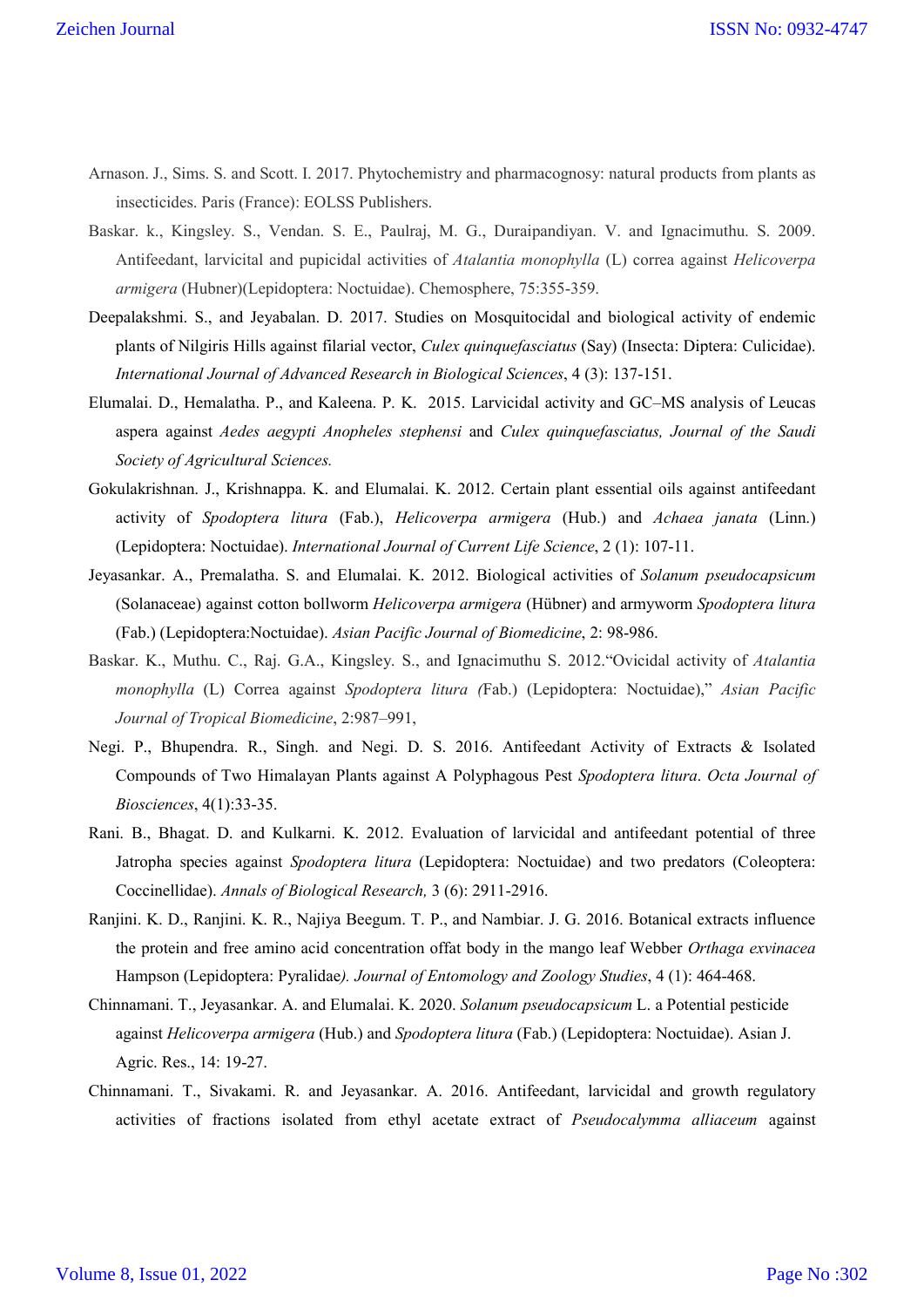Arnason. J., Sims. S. and Scott. I. 2017. Phytochemistry and pharmacognosy: natural products from plants as insecticides. Paris (France): EOLSS Publishers.

Baskar. k., Kingsley. S., Vendan. S. E., Paulraj, M. G., Duraipandiyan. V. and Ignacimuthu. S. 2009. Antifeedant, larvicital and pupicidal activities of *Atalantia monophylla* (L) correa against *Helicoverpa armigera* (Hubner)(Lepidoptera: Noctuidae). Chemosphere, 75:355-359.

Deepalakshmi. S., and Jeyabalan. D. 2017. Studies on Mosquitocidal and biological activity of endemic plants of Nilgiris Hills against filarial vector, *Culex quinquefasciatus* (Say) (Insecta: Diptera: Culicidae). *International Journal of Advanced Research in Biological Sciences*, 4 (3): 137-151.

Elumalai. D., Hemalatha. P., and Kaleena. P. K. 2015. Larvicidal activity and GC–MS analysis of Leucas aspera against *Aedes aegypti Anopheles stephensi* and *Culex quinquefasciatus, Journal of the Saudi Society of Agricultural Sciences.*

Gokulakrishnan. J., Krishnappa. K. and Elumalai. K. 2012. Certain plant essential oils against antifeedant activity of *Spodoptera litura* (Fab.), *Helicoverpa armigera* (Hub.) and *Achaea janata* (Linn.) (Lepidoptera: Noctuidae). *International Journal of Current Life Science*, 2 (1): 107-11.

Jeyasankar. A., Premalatha. S. and Elumalai. K. 2012. Biological activities of *Solanum pseudocapsicum* (Solanaceae) against cotton bollworm *Helicoverpa armigera* (Hübner) and armyworm *Spodoptera litura* (Fab.) (Lepidoptera:Noctuidae). *Asian Pacific Journal of Biomedicine*, 2: 98-986.

Baskar. K., Muthu. C., Raj. G.A., Kingsley. S., and Ignacimuthu S. 2012."Ovicidal activity of *Atalantia monophylla* (L) Correa against *Spodoptera litura (*Fab.) (Lepidoptera: Noctuidae)," *Asian Pacific Journal of Tropical Biomedicine*, 2:987–991,

Negi. P., Bhupendra. R., Singh. and Negi. D. S. 2016. Antifeedant Activity of Extracts & Isolated Compounds of Two Himalayan Plants against A Polyphagous Pest *Spodoptera litura*. *Octa Journal of Biosciences*, 4(1):33-35.

Rani. B., Bhagat. D. and Kulkarni. K. 2012. Evaluation of larvicidal and antifeedant potential of three Jatropha species against *Spodoptera litura* (Lepidoptera: Noctuidae) and two predators (Coleoptera: Coccinellidae). *Annals of Biological Research,* 3 (6): 2911-2916.

Ranjini. K. D., Ranjini. K. R., Najiya Beegum. T. P., and Nambiar. J. G. 2016. Botanical extracts influence the protein and free amino acid concentration offat body in the mango leaf Webber *Orthaga exvinacea* Hampson (Lepidoptera: Pyralidae*). Journal of Entomology and Zoology Studies*, 4 (1): 464-468.

Chinnamani. T., Jeyasankar. A. and Elumalai. K. 2020. *Solanum pseudocapsicum* L. a Potential pesticide against *Helicoverpa armigera* (Hub.) and *Spodoptera litura* (Fab.) (Lepidoptera: Noctuidae). Asian J. Agric. Res., 14: 19-27.

Chinnamani. T., Sivakami. R. and Jeyasankar. A. 2016. Antifeedant, larvicidal and growth regulatory activities of fractions isolated from ethyl acetate extract of *Pseudocalymma alliaceum* against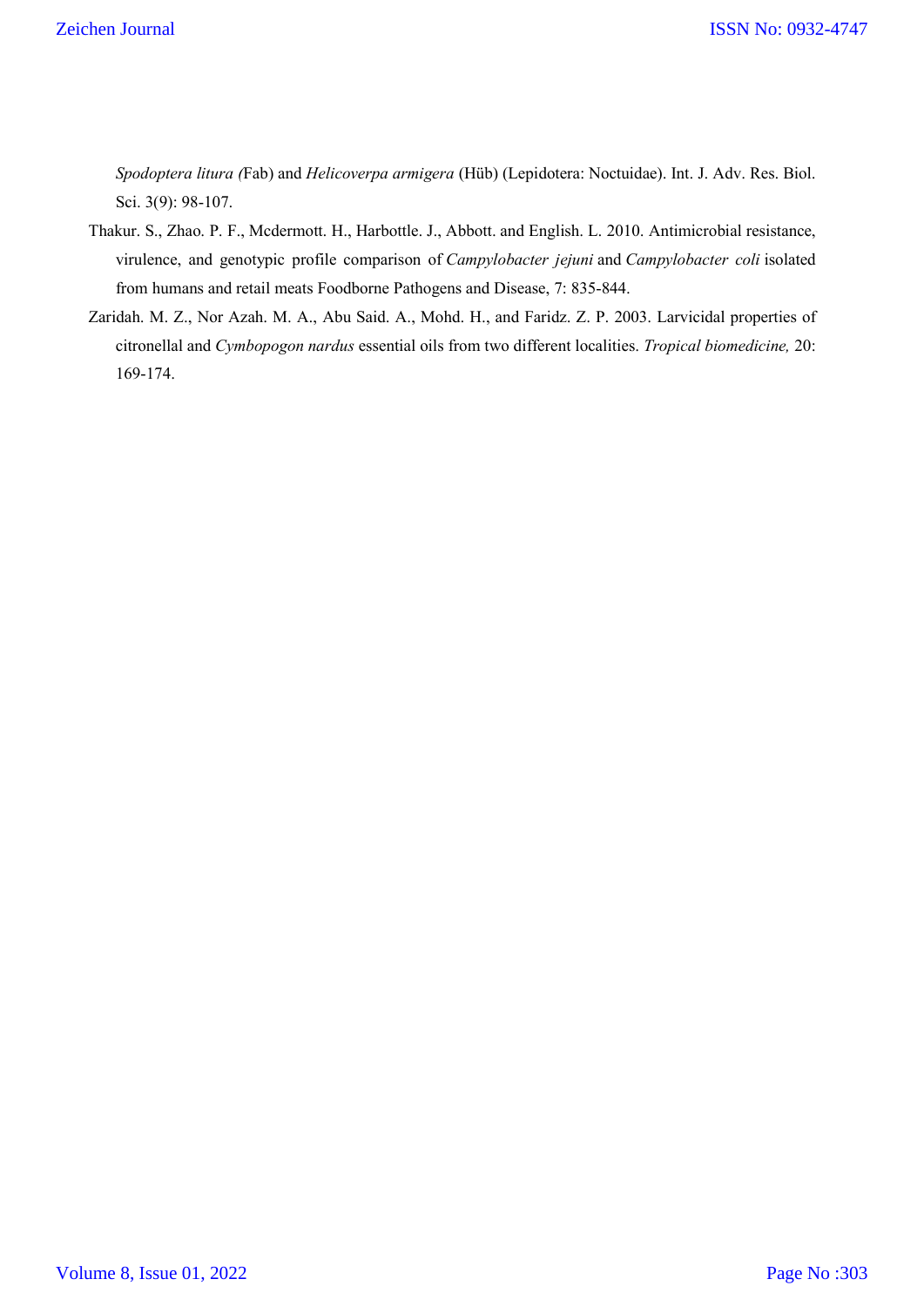*Spodoptera litura (*Fab) and *Helicoverpa armigera* (Hüb) (Lepidotera: Noctuidae). Int. J. Adv. Res. Biol. Sci. 3(9): 98-107.

Thakur. S., Zhao. P. F., Mcdermott. H., Harbottle. J., Abbott. and English. L. 2010. Antimicrobial resistance, virulence, and genotypic profile comparison of *Campylobacter jejuni* and *Campylobacter coli* isolated from humans and retail meats Foodborne Pathogens and Disease, 7: 835-844.

Zaridah. M. Z., Nor Azah. M. A., Abu Said. A., Mohd. H., and Faridz. Z. P. 2003. Larvicidal properties of citronellal and *Cymbopogon nardus* essential oils from two different localities. *Tropical biomedicine,* 20: 169-174.